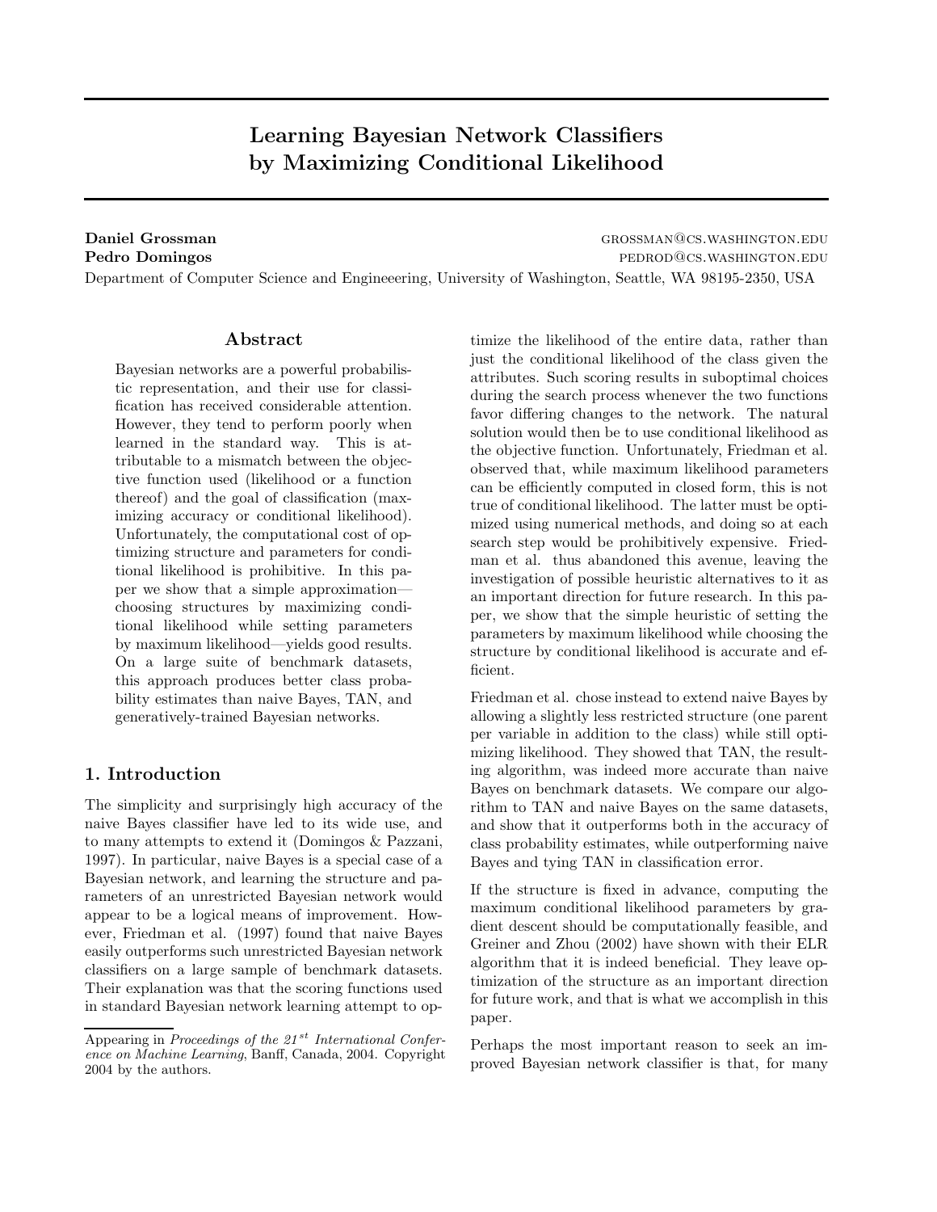# Learning Bayesian Network Classifiers by Maximizing Conditional Likelihood

**Daniel Grossman** GROSSMAN@CS.WASHINGTON.EDU
**Pedro Domingos** PEDROD@CS.WASHINGTON.EDU
Department of Computer Science and Engineeering, University of Washington, Seattle, WA 98195-2350, USA

## Abstract

Bayesian networks are a powerful probabilistic representation, and their use for classification has received considerable attention. However, they tend to perform poorly when learned in the standard way. This is attributable to a mismatch between the objective function used (likelihood or a function thereof) and the goal of classification (maximizing accuracy or conditional likelihood). Unfortunately, the computational cost of optimizing structure and parameters for conditional likelihood is prohibitive. In this paper we show that a simple approximation—choosing structures by maximizing conditional likelihood while setting parameters by maximum likelihood—yields good results. On a large suite of benchmark datasets, this approach produces better class probability estimates than naive Bayes, TAN, and generatively-trained Bayesian networks.

## 1. Introduction

The simplicity and surprisingly high accuracy of the naive Bayes classifier have led to its wide use, and to many attempts to extend it (Domingos & Pazzani, 1997). In particular, naive Bayes is a special case of a Bayesian network, and learning the structure and parameters of an unrestricted Bayesian network would appear to be a logical means of improvement. However, Friedman et al. (1997) found that naive Bayes easily outperforms such unrestricted Bayesian network classifiers on a large sample of benchmark datasets. Their explanation was that the scoring functions used in standard Bayesian network learning attempt to optimize the likelihood of the entire data, rather than just the conditional likelihood of the class given the attributes. Such scoring results in suboptimal choices during the search process whenever the two functions favor differing changes to the network. The natural solution would then be to use conditional likelihood as the objective function. Unfortunately, Friedman et al. observed that, while maximum likelihood parameters can be efficiently computed in closed form, this is not true of conditional likelihood. The latter must be optimized using numerical methods, and doing so at each search step would be prohibitively expensive. Friedman et al. thus abandoned this avenue, leaving the investigation of possible heuristic alternatives to it as an important direction for future research. In this paper, we show that the simple heuristic of setting the parameters by maximum likelihood while choosing the structure by conditional likelihood is accurate and efficient.

Friedman et al. chose instead to extend naive Bayes by allowing a slightly less restricted structure (one parent per variable in addition to the class) while still optimizing likelihood. They showed that TAN, the resulting algorithm, was indeed more accurate than naive Bayes on benchmark datasets. We compare our algorithm to TAN and naive Bayes on the same datasets, and show that it outperforms both in the accuracy of class probability estimates, while outperforming naive Bayes and tying TAN in classification error.

If the structure is fixed in advance, computing the maximum conditional likelihood parameters by gradient descent should be computationally feasible, and Greiner and Zhou (2002) have shown with their ELR algorithm that it is indeed beneficial. They leave optimization of the structure as an important direction for future work, and that is what we accomplish in this paper.

Perhaps the most important reason to seek an improved Bayesian network classifier is that, for many

Appearing in *Proceedings of the 21[st] International Conference on Machine Learning*, Banff, Canada, 2004. Copyright 2004 by the authors.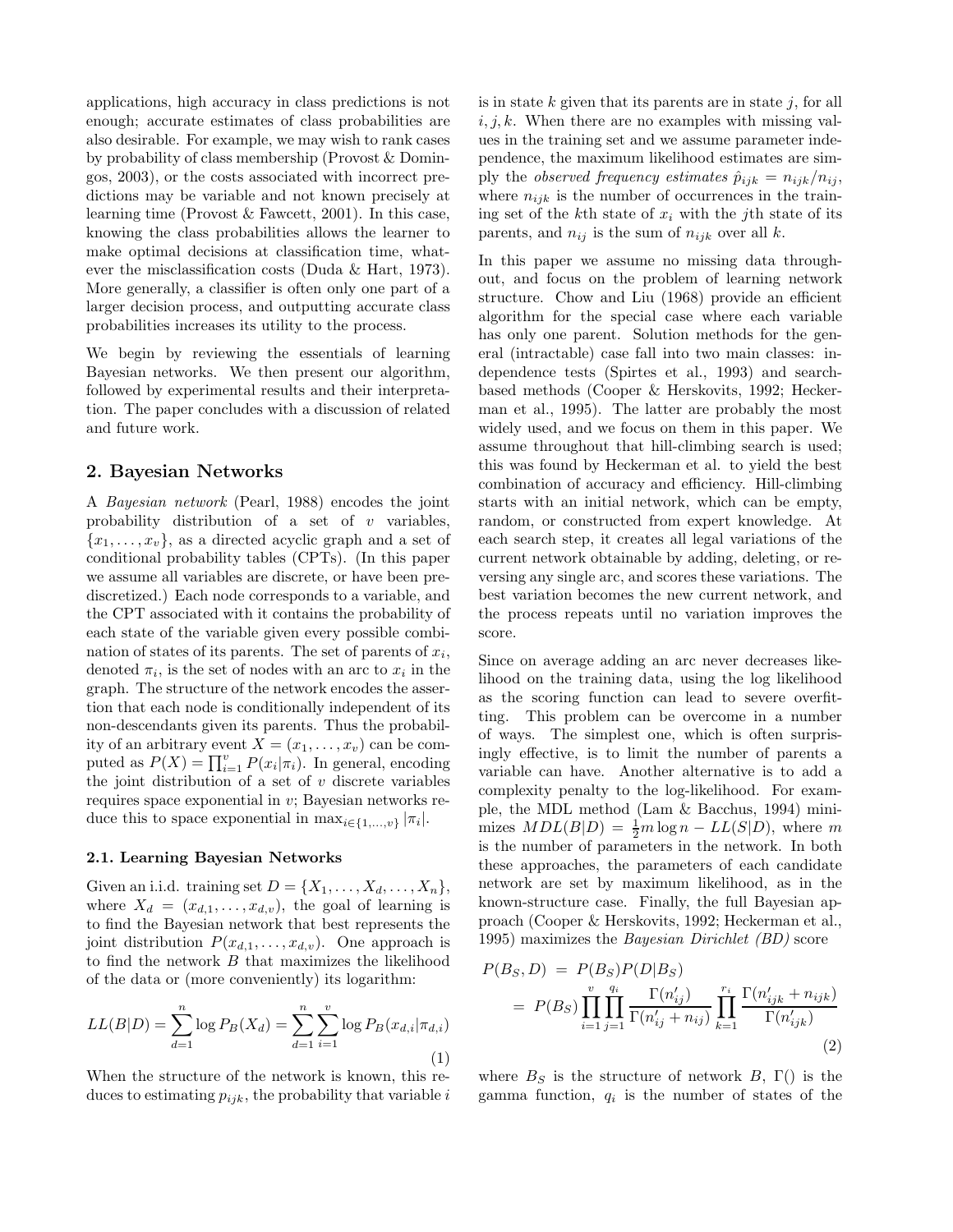applications, high accuracy in class predictions is not enough; accurate estimates of class probabilities are also desirable. For example, we may wish to rank cases by probability of class membership (Provost & Domingos, 2003), or the costs associated with incorrect predictions may be variable and not known precisely at learning time (Provost & Fawcett, 2001). In this case, knowing the class probabilities allows the learner to make optimal decisions at classification time, whatever the misclassification costs (Duda & Hart, 1973). More generally, a classifier is often only one part of a larger decision process, and outputting accurate class probabilities increases its utility to the process.

We begin by reviewing the essentials of learning Bayesian networks. We then present our algorithm, followed by experimental results and their interpretation. The paper concludes with a discussion of related and future work.

## 2. Bayesian Networks

A *Bayesian network* (Pearl, 1988) encodes the joint probability distribution of a set of $v$ variables, $\{x_1, \ldots, x_v\}$, as a directed acyclic graph and a set of conditional probability tables (CPTs). (In this paper we assume all variables are discrete, or have been prediscretized.) Each node corresponds to a variable, and the CPT associated with it contains the probability of each state of the variable given every possible combination of states of its parents. The set of parents of $x_i$, denoted $\pi_i$, is the set of nodes with an arc to $x_i$ in the graph. The structure of the network encodes the assertion that each node is conditionally independent of its non-descendants given its parents. Thus the probability of an arbitrary event $X = (x_1, \ldots, x_v)$ can be computed as $P(X) = \prod_{i=1}^{v} P(x_i|\pi_i)$. In general, encoding the joint distribution of a set of $v$ discrete variables requires space exponential in $v$; Bayesian networks reduce this to space exponential in $\max_{i \in \{1,\ldots,v\}} |\pi_i|$.

### 2.1. Learning Bayesian Networks

Given an i.i.d. training set $D = \{X_1, \ldots, X_d, \ldots, X_n\}$, where $X_d = (x_{d,1}, \ldots, x_{d,v})$, the goal of learning is to find the Bayesian network that best represents the joint distribution $P(x_{d,1}, \ldots, x_{d,v})$. One approach is to find the network $B$ that maximizes the likelihood of the data or (more conveniently) its logarithm:

$$LL(B|D) = \sum_{d=1}^{n} \log P_B(X_d) = \sum_{d=1}^{n} \sum_{i=1}^{v} \log P_B(x_{d,i}|\pi_{d,i}) \quad (1)$$

When the structure of the network is known, this reduces to estimating $p_{ijk}$, the probability that variable $i$ is in state $k$ given that its parents are in state $j$, for all $i, j, k$. When there are no examples with missing values in the training set and we assume parameter independence, the maximum likelihood estimates are simply the *observed frequency estimates* $\hat{p}_{ijk} = n_{ijk}/n_{ij}$, where $n_{ijk}$ is the number of occurrences in the training set of the $k$th state of $x_i$ with the $j$th state of its parents, and $n_{ij}$ is the sum of $n_{ijk}$ over all $k$.

In this paper we assume no missing data throughout, and focus on the problem of learning network structure. Chow and Liu (1968) provide an efficient algorithm for the special case where each variable has only one parent. Solution methods for the general (intractable) case fall into two main classes: independence tests (Spirtes et al., 1993) and search-based methods (Cooper & Herskovits, 1992; Heckerman et al., 1995). The latter are probably the most widely used, and we focus on them in this paper. We assume throughout that hill-climbing search is used; this was found by Heckerman et al. to yield the best combination of accuracy and efficiency. Hill-climbing starts with an initial network, which can be empty, random, or constructed from expert knowledge. At each search step, it creates all legal variations of the current network obtainable by adding, deleting, or reversing any single arc, and scores these variations. The best variation becomes the new current network, and the process repeats until no variation improves the score.

Since on average adding an arc never decreases likelihood on the training data, using the log likelihood as the scoring function can lead to severe overfitting. This problem can be overcome in a number of ways. The simplest one, which is often surprisingly effective, is to limit the number of parents a variable can have. Another alternative is to add a complexity penalty to the log-likelihood. For example, the MDL method (Lam & Bacchus, 1994) minimizes $MDL(B|D) = \frac{1}{2} m \log n - LL(S|D)$, where $m$ is the number of parameters in the network. In both these approaches, the parameters of each candidate network are set by maximum likelihood, as in the known-structure case. Finally, the full Bayesian approach (Cooper & Herskovits, 1992; Heckerman et al., 1995) maximizes the *Bayesian Dirichlet (BD)* score

$$\begin{aligned} P(B_S, D) &= P(B_S)P(D|B_S) \\ &= P(B_S) \prod_{i=1}^{v} \prod_{j=1}^{q_i} \frac{\Gamma(n'_{ij})}{\Gamma(n'_{ij} + n_{ij})} \prod_{k=1}^{r_i} \frac{\Gamma(n'_{ijk} + n_{ijk})}{\Gamma(n'_{ijk})} \end{aligned} \quad (2)$$

where $B_S$ is the structure of network $B$, $\Gamma()$ is the gamma function, $q_i$ is the number of states of the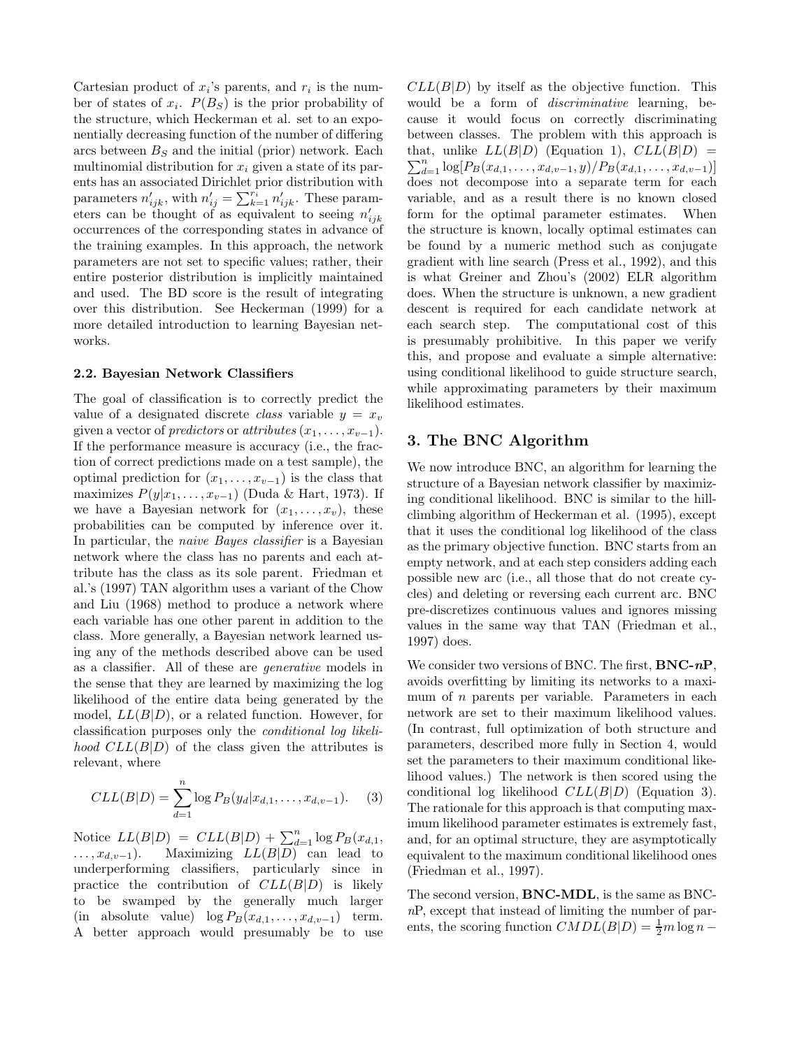Cartesian product of $x_i$'s parents, and $r_i$ is the number of states of $x_i$. $P(B_S)$ is the prior probability of the structure, which Heckerman et al. set to an exponentially decreasing function of the number of differing arcs between $B_S$ and the initial (prior) network. Each multinomial distribution for $x_i$ given a state of its parents has an associated Dirichlet prior distribution with parameters $n'_{ijk}$, with $n'_{ij} = \sum_{k=1}^{r_i} n'_{ijk}$. These parameters can be thought of as equivalent to seeing $n'_{ijk}$ occurrences of the corresponding states in advance of the training examples. In this approach, the network parameters are not set to specific values; rather, their entire posterior distribution is implicitly maintained and used. The BD score is the result of integrating over this distribution. See Heckerman (1999) for a more detailed introduction to learning Bayesian networks.

### 2.2. Bayesian Network Classifiers

The goal of classification is to correctly predict the value of a designated discrete *class* variable $y = x_v$ given a vector of *predictors* or *attributes* $(x_1, \ldots, x_{v-1})$. If the performance measure is accuracy (i.e., the fraction of correct predictions made on a test sample), the optimal prediction for $(x_1, \ldots, x_{v-1})$ is the class that maximizes $P(y|x_1, \ldots, x_{v-1})$ (Duda & Hart, 1973). If we have a Bayesian network for $(x_1, \ldots, x_v)$, these probabilities can be computed by inference over it. In particular, the *naive Bayes classifier* is a Bayesian network where the class has no parents and each attribute has the class as its sole parent. Friedman et al.'s (1997) TAN algorithm uses a variant of the Chow and Liu (1968) method to produce a network where each variable has one other parent in addition to the class. More generally, a Bayesian network learned using any of the methods described above can be used as a classifier. All of these are *generative* models in the sense that they are learned by maximizing the log likelihood of the entire data being generated by the model, $LL(B|D)$, or a related function. However, for classification purposes only the *conditional log likelihood* $CLL(B|D)$ of the class given the attributes is relevant, where

$$CLL(B|D) = \sum_{d=1}^{n} \log P_B(y_d|x_{d,1}, \ldots, x_{d,v-1}). \quad (3)$$

Notice $LL(B|D) = CLL(B|D) + \sum_{d=1}^{n} \log P_B(x_{d,1}, \ldots, x_{d,v-1})$. Maximizing $LL(B|D)$ can lead to underperforming classifiers, particularly since in practice the contribution of $CLL(B|D)$ is likely to be swamped by the generally much larger (in absolute value) $\log P_B(x_{d,1}, \ldots, x_{d,v-1})$ term. A better approach would presumably be to use $CLL(B|D)$ by itself as the objective function. This would be a form of *discriminative* learning, because it would focus on correctly discriminating between classes. The problem with this approach is that, unlike $LL(B|D)$ (Equation 1), $CLL(B|D) = \sum_{d=1}^{n} \log[P_B(x_{d,1}, \ldots, x_{d,v-1}, y)/P_B(x_{d,1}, \ldots, x_{d,v-1})]$ does not decompose into a separate term for each variable, and as a result there is no known closed form for the optimal parameter estimates. When the structure is known, locally optimal estimates can be found by a numeric method such as conjugate gradient with line search (Press et al., 1992), and this is what Greiner and Zhou's (2002) ELR algorithm does. When the structure is unknown, a new gradient descent is required for each candidate network at each search step. The computational cost of this is presumably prohibitive. In this paper we verify this, and propose and evaluate a simple alternative: using conditional likelihood to guide structure search, while approximating parameters by their maximum likelihood estimates.

## 3. The BNC Algorithm

We now introduce BNC, an algorithm for learning the structure of a Bayesian network classifier by maximizing conditional likelihood. BNC is similar to the hill-climbing algorithm of Heckerman et al. (1995), except that it uses the conditional log likelihood of the class as the primary objective function. BNC starts from an empty network, and at each step considers adding each possible new arc (i.e., all those that do not create cycles) and deleting or reversing each current arc. BNC pre-discretizes continuous values and ignores missing values in the same way that TAN (Friedman et al., 1997) does.

We consider two versions of BNC. The first, **BNC-*n*P**, avoids overfitting by limiting its networks to a maximum of $n$ parents per variable. Parameters in each network are set to their maximum likelihood values. (In contrast, full optimization of both structure and parameters, described more fully in Section 4, would set the parameters to their maximum conditional likelihood values.) The network is then scored using the conditional log likelihood $CLL(B|D)$ (Equation 3). The rationale for this approach is that computing maximum likelihood parameter estimates is extremely fast, and, for an optimal structure, they are asymptotically equivalent to the maximum conditional likelihood ones (Friedman et al., 1997).

The second version, **BNC-MDL**, is the same as BNC-$n$P, except that instead of limiting the number of parents, the scoring function $CMDL(B|D) = \frac{1}{2} m \log n -$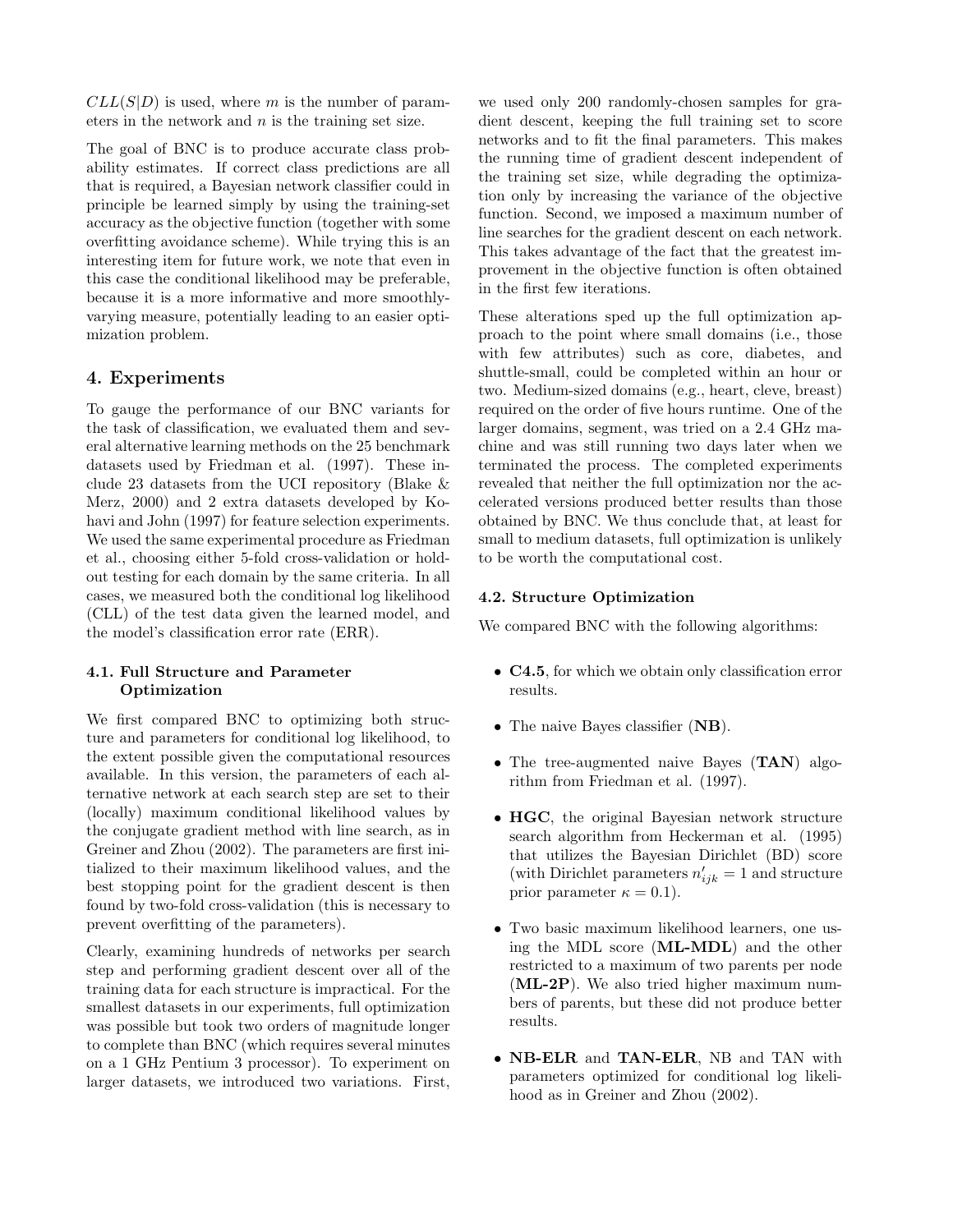$CLL(S|D)$ is used, where $m$ is the number of parameters in the network and $n$ is the training set size.

The goal of BNC is to produce accurate class probability estimates. If correct class predictions are all that is required, a Bayesian network classifier could in principle be learned simply by using the training-set accuracy as the objective function (together with some overfitting avoidance scheme). While trying this is an interesting item for future work, we note that even in this case the conditional likelihood may be preferable, because it is a more informative and more smoothly-varying measure, potentially leading to an easier optimization problem.

## 4. Experiments

To gauge the performance of our BNC variants for the task of classification, we evaluated them and several alternative learning methods on the 25 benchmark datasets used by Friedman et al. (1997). These include 23 datasets from the UCI repository (Blake & Merz, 2000) and 2 extra datasets developed by Kohavi and John (1997) for feature selection experiments. We used the same experimental procedure as Friedman et al., choosing either 5-fold cross-validation or hold-out testing for each domain by the same criteria. In all cases, we measured both the conditional log likelihood (CLL) of the test data given the learned model, and the model's classification error rate (ERR).

### 4.1. Full Structure and Parameter Optimization

We first compared BNC to optimizing both structure and parameters for conditional log likelihood, to the extent possible given the computational resources available. In this version, the parameters of each alternative network at each search step are set to their (locally) maximum conditional likelihood values by the conjugate gradient method with line search, as in Greiner and Zhou (2002). The parameters are first initialized to their maximum likelihood values, and the best stopping point for the gradient descent is then found by two-fold cross-validation (this is necessary to prevent overfitting of the parameters).

Clearly, examining hundreds of networks per search step and performing gradient descent over all of the training data for each structure is impractical. For the smallest datasets in our experiments, full optimization was possible but took two orders of magnitude longer to complete than BNC (which requires several minutes on a 1 GHz Pentium 3 processor). To experiment on larger datasets, we introduced two variations. First, we used only 200 randomly-chosen samples for gradient descent, keeping the full training set to score networks and to fit the final parameters. This makes the running time of gradient descent independent of the training set size, while degrading the optimization only by increasing the variance of the objective function. Second, we imposed a maximum number of line searches for the gradient descent on each network. This takes advantage of the fact that the greatest improvement in the objective function is often obtained in the first few iterations.

These alterations sped up the full optimization approach to the point where small domains (i.e., those with few attributes) such as core, diabetes, and shuttle-small, could be completed within an hour or two. Medium-sized domains (e.g., heart, cleve, breast) required on the order of five hours runtime. One of the larger domains, segment, was tried on a 2.4 GHz machine and was still running two days later when we terminated the process. The completed experiments revealed that neither the full optimization nor the accelerated versions produced better results than those obtained by BNC. We thus conclude that, at least for small to medium datasets, full optimization is unlikely to be worth the computational cost.

### 4.2. Structure Optimization

We compared BNC with the following algorithms:

- **C4.5**, for which we obtain only classification error results.
- The naive Bayes classifier (**NB**).
- The tree-augmented naive Bayes (**TAN**) algorithm from Friedman et al. (1997).
- **HGC**, the original Bayesian network structure search algorithm from Heckerman et al. (1995) that utilizes the Bayesian Dirichlet (BD) score (with Dirichlet parameters $n'_{ijk} = 1$ and structure prior parameter $\kappa = 0.1$).
- Two basic maximum likelihood learners, one using the MDL score (**ML-MDL**) and the other restricted to a maximum of two parents per node (**ML-2P**). We also tried higher maximum numbers of parents, but these did not produce better results.
- **NB-ELR** and **TAN-ELR**, NB and TAN with parameters optimized for conditional log likelihood as in Greiner and Zhou (2002).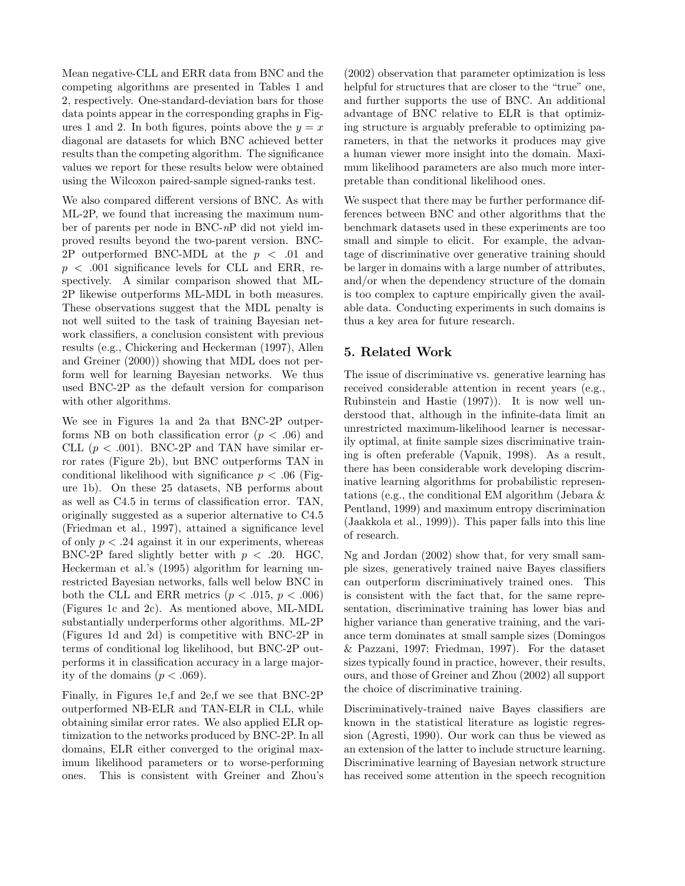Mean negative-CLL and ERR data from BNC and the competing algorithms are presented in Tables 1 and 2, respectively. One-standard-deviation bars for those data points appear in the corresponding graphs in Figures 1 and 2. In both figures, points above the $y = x$ diagonal are datasets for which BNC achieved better results than the competing algorithm. The significance values we report for these results below were obtained using the Wilcoxon paired-sample signed-ranks test.

We also compared different versions of BNC. As with ML-2P, we found that increasing the maximum number of parents per node in BNC-$n$P did not yield improved results beyond the two-parent version. BNC-2P outperformed BNC-MDL at the $p < .01$ and $p < .001$ significance levels for CLL and ERR, respectively. A similar comparison showed that ML-2P likewise outperforms ML-MDL in both measures. These observations suggest that the MDL penalty is not well suited to the task of training Bayesian network classifiers, a conclusion consistent with previous results (e.g., Chickering and Heckerman (1997), Allen and Greiner (2000)) showing that MDL does not perform well for learning Bayesian networks. We thus used BNC-2P as the default version for comparison with other algorithms.

We see in Figures 1a and 2a that BNC-2P outperforms NB on both classification error ($p < .06$) and CLL ($p < .001$). BNC-2P and TAN have similar error rates (Figure 2b), but BNC outperforms TAN in conditional likelihood with significance $p < .06$ (Figure 1b). On these 25 datasets, NB performs about as well as C4.5 in terms of classification error. TAN, originally suggested as a superior alternative to C4.5 (Friedman et al., 1997), attained a significance level of only $p < .24$ against it in our experiments, whereas BNC-2P fared slightly better with $p < .20$. HGC, Heckerman et al.'s (1995) algorithm for learning unrestricted Bayesian networks, falls well below BNC in both the CLL and ERR metrics ($p < .015$, $p < .006$) (Figures 1c and 2c). As mentioned above, ML-MDL substantially underperforms other algorithms. ML-2P (Figures 1d and 2d) is competitive with BNC-2P in terms of conditional log likelihood, but BNC-2P outperforms it in classification accuracy in a large majority of the domains ($p < .069$).

Finally, in Figures 1e,f and 2e,f we see that BNC-2P outperformed NB-ELR and TAN-ELR in CLL, while obtaining similar error rates. We also applied ELR optimization to the networks produced by BNC-2P. In all domains, ELR either converged to the original maximum likelihood parameters or to worse-performing ones. This is consistent with Greiner and Zhou's (2002) observation that parameter optimization is less helpful for structures that are closer to the "true" one, and further supports the use of BNC. An additional advantage of BNC relative to ELR is that optimizing structure is arguably preferable to optimizing parameters, in that the networks it produces may give a human viewer more insight into the domain. Maximum likelihood parameters are also much more interpretable than conditional likelihood ones.

We suspect that there may be further performance differences between BNC and other algorithms that the benchmark datasets used in these experiments are too small and simple to elicit. For example, the advantage of discriminative over generative training should be larger in domains with a large number of attributes, and/or when the dependency structure of the domain is too complex to capture empirically given the available data. Conducting experiments in such domains is thus a key area for future research.

## 5. Related Work

The issue of discriminative vs. generative learning has received considerable attention in recent years (e.g., Rubinstein and Hastie (1997)). It is now well understood that, although in the infinite-data limit an unrestricted maximum-likelihood learner is necessarily optimal, at finite sample sizes discriminative training is often preferable (Vapnik, 1998). As a result, there has been considerable work developing discriminative learning algorithms for probabilistic representations (e.g., the conditional EM algorithm (Jebara & Pentland, 1999) and maximum entropy discrimination (Jaakkola et al., 1999)). This paper falls into this line of research.

Ng and Jordan (2002) show that, for very small sample sizes, generatively trained naive Bayes classifiers can outperform discriminatively trained ones. This is consistent with the fact that, for the same representation, discriminative training has lower bias and higher variance than generative training, and the variance term dominates at small sample sizes (Domingos & Pazzani, 1997; Friedman, 1997). For the dataset sizes typically found in practice, however, their results, ours, and those of Greiner and Zhou (2002) all support the choice of discriminative training.

Discriminatively-trained naive Bayes classifiers are known in the statistical literature as logistic regression (Agresti, 1990). Our work can thus be viewed as an extension of the latter to include structure learning. Discriminative learning of Bayesian network structure has received some attention in the speech recognition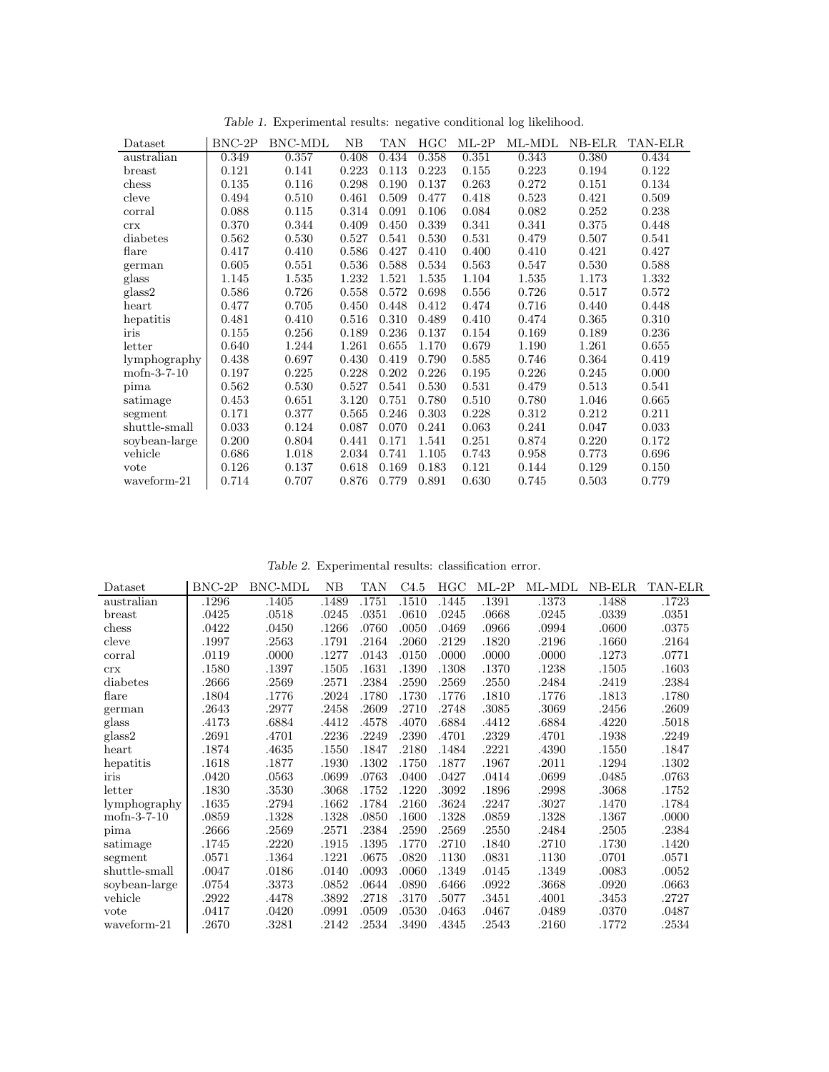*Table 1.* Experimental results: negative conditional log likelihood.

| Dataset | BNC-2P | BNC-MDL | NB | TAN | HGC | ML-2P | ML-MDL | NB-ELR | TAN-ELR |
|---|---|---|---|---|---|---|---|---|---|
| australian | 0.349 | 0.357 | 0.408 | 0.434 | 0.358 | 0.351 | 0.343 | 0.380 | 0.434 |
| breast | 0.121 | 0.141 | 0.223 | 0.113 | 0.223 | 0.155 | 0.223 | 0.194 | 0.122 |
| chess | 0.135 | 0.116 | 0.298 | 0.190 | 0.137 | 0.263 | 0.272 | 0.151 | 0.134 |
| cleve | 0.494 | 0.510 | 0.461 | 0.509 | 0.477 | 0.418 | 0.523 | 0.421 | 0.509 |
| corral | 0.088 | 0.115 | 0.314 | 0.091 | 0.106 | 0.084 | 0.082 | 0.252 | 0.238 |
| crx | 0.370 | 0.344 | 0.409 | 0.450 | 0.339 | 0.341 | 0.341 | 0.375 | 0.448 |
| diabetes | 0.562 | 0.530 | 0.527 | 0.541 | 0.530 | 0.531 | 0.479 | 0.507 | 0.541 |
| flare | 0.417 | 0.410 | 0.586 | 0.427 | 0.410 | 0.400 | 0.410 | 0.421 | 0.427 |
| german | 0.605 | 0.551 | 0.536 | 0.588 | 0.534 | 0.563 | 0.547 | 0.530 | 0.588 |
| glass | 1.145 | 1.535 | 1.232 | 1.521 | 1.535 | 1.104 | 1.535 | 1.173 | 1.332 |
| glass2 | 0.586 | 0.726 | 0.558 | 0.572 | 0.698 | 0.556 | 0.726 | 0.517 | 0.572 |
| heart | 0.477 | 0.705 | 0.450 | 0.448 | 0.412 | 0.474 | 0.716 | 0.440 | 0.448 |
| hepatitis | 0.481 | 0.410 | 0.516 | 0.310 | 0.489 | 0.410 | 0.474 | 0.365 | 0.310 |
| iris | 0.155 | 0.256 | 0.189 | 0.236 | 0.137 | 0.154 | 0.169 | 0.189 | 0.236 |
| letter | 0.640 | 1.244 | 1.261 | 0.655 | 1.170 | 0.679 | 1.190 | 1.261 | 0.655 |
| lymphography | 0.438 | 0.697 | 0.430 | 0.419 | 0.790 | 0.585 | 0.746 | 0.364 | 0.419 |
| mofn-3-7-10 | 0.197 | 0.225 | 0.228 | 0.202 | 0.226 | 0.195 | 0.226 | 0.245 | 0.000 |
| pima | 0.562 | 0.530 | 0.527 | 0.541 | 0.530 | 0.531 | 0.479 | 0.513 | 0.541 |
| satimage | 0.453 | 0.651 | 3.120 | 0.751 | 0.780 | 0.510 | 0.780 | 1.046 | 0.665 |
| segment | 0.171 | 0.377 | 0.565 | 0.246 | 0.303 | 0.228 | 0.312 | 0.212 | 0.211 |
| shuttle-small | 0.033 | 0.124 | 0.087 | 0.070 | 0.241 | 0.063 | 0.241 | 0.047 | 0.033 |
| soybean-large | 0.200 | 0.804 | 0.441 | 0.171 | 1.541 | 0.251 | 0.874 | 0.220 | 0.172 |
| vehicle | 0.686 | 1.018 | 2.034 | 0.741 | 1.105 | 0.743 | 0.958 | 0.773 | 0.696 |
| vote | 0.126 | 0.137 | 0.618 | 0.169 | 0.183 | 0.121 | 0.144 | 0.129 | 0.150 |
| waveform-21 | 0.714 | 0.707 | 0.876 | 0.779 | 0.891 | 0.630 | 0.745 | 0.503 | 0.779 |

*Table 2.* Experimental results: classification error.

| Dataset | BNC-2P | BNC-MDL | NB | TAN | C4.5 | HGC | ML-2P | ML-MDL | NB-ELR | TAN-ELR |
|---|---|---|---|---|---|---|---|---|---|---|
| australian | .1296 | .1405 | .1489 | .1751 | .1510 | .1445 | .1391 | .1373 | .1488 | .1723 |
| breast | .0425 | .0518 | .0245 | .0351 | .0610 | .0245 | .0668 | .0245 | .0339 | .0351 |
| chess | .0422 | .0450 | .1266 | .0760 | .0050 | .0469 | .0966 | .0994 | .0600 | .0375 |
| cleve | .1997 | .2563 | .1791 | .2164 | .2060 | .2129 | .1820 | .2196 | .1660 | .2164 |
| corral | .0119 | .0000 | .1277 | .0143 | .0150 | .0000 | .0000 | .0000 | .1273 | .0771 |
| crx | .1580 | .1397 | .1505 | .1631 | .1390 | .1308 | .1370 | .1238 | .1505 | .1603 |
| diabetes | .2666 | .2569 | .2571 | .2384 | .2590 | .2569 | .2550 | .2484 | .2419 | .2384 |
| flare | .1804 | .1776 | .2024 | .1780 | .1730 | .1776 | .1810 | .1776 | .1813 | .1780 |
| german | .2643 | .2977 | .2458 | .2609 | .2710 | .2748 | .3085 | .3069 | .2456 | .2609 |
| glass | .4173 | .6884 | .4412 | .4578 | .4070 | .6884 | .4412 | .6884 | .4220 | .5018 |
| glass2 | .2691 | .4701 | .2236 | .2249 | .2390 | .4701 | .2329 | .4701 | .1938 | .2249 |
| heart | .1874 | .4635 | .1550 | .1847 | .2180 | .1484 | .2221 | .4390 | .1550 | .1847 |
| hepatitis | .1618 | .1877 | .1930 | .1302 | .1750 | .1877 | .1967 | .2011 | .1294 | .1302 |
| iris | .0420 | .0563 | .0699 | .0763 | .0400 | .0427 | .0414 | .0699 | .0485 | .0763 |
| letter | .1830 | .3530 | .3068 | .1752 | .1220 | .3092 | .1896 | .2998 | .3068 | .1752 |
| lymphography | .1635 | .2794 | .1662 | .1784 | .2160 | .3624 | .2247 | .3027 | .1470 | .1784 |
| mofn-3-7-10 | .0859 | .1328 | .1328 | .0850 | .1600 | .1328 | .0859 | .1328 | .1367 | .0000 |
| pima | .2666 | .2569 | .2571 | .2384 | .2590 | .2569 | .2550 | .2484 | .2505 | .2384 |
| satimage | .1745 | .2220 | .1915 | .1395 | .1770 | .2710 | .1840 | .2710 | .1730 | .1420 |
| segment | .0571 | .1364 | .1221 | .0675 | .0820 | .1130 | .0831 | .1130 | .0701 | .0571 |
| shuttle-small | .0047 | .0186 | .0140 | .0093 | .0060 | .1349 | .0145 | .1349 | .0083 | .0052 |
| soybean-large | .0754 | .3373 | .0852 | .0644 | .0890 | .6466 | .0922 | .3668 | .0920 | .0663 |
| vehicle | .2922 | .4478 | .3892 | .2718 | .3170 | .5077 | .3451 | .4001 | .3453 | .2727 |
| vote | .0417 | .0420 | .0991 | .0509 | .0530 | .0463 | .0467 | .0489 | .0370 | .0487 |
| waveform-21 | .2670 | .3281 | .2142 | .2534 | .3490 | .4345 | .2543 | .2160 | .1772 | .2534 |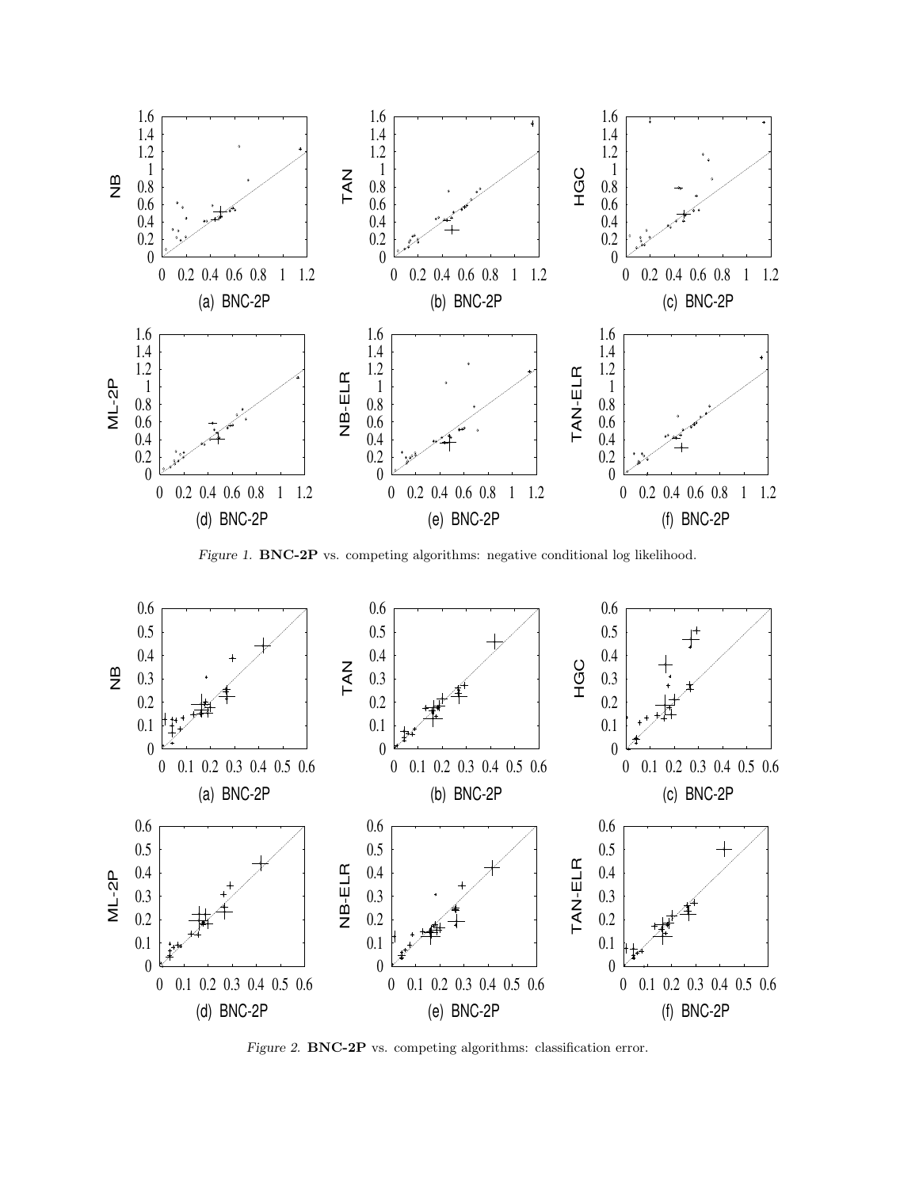*Figure 1.* **BNC-2P** vs. competing algorithms: negative conditional log likelihood.

*Figure 2.* **BNC-2P** vs. competing algorithms: classification error.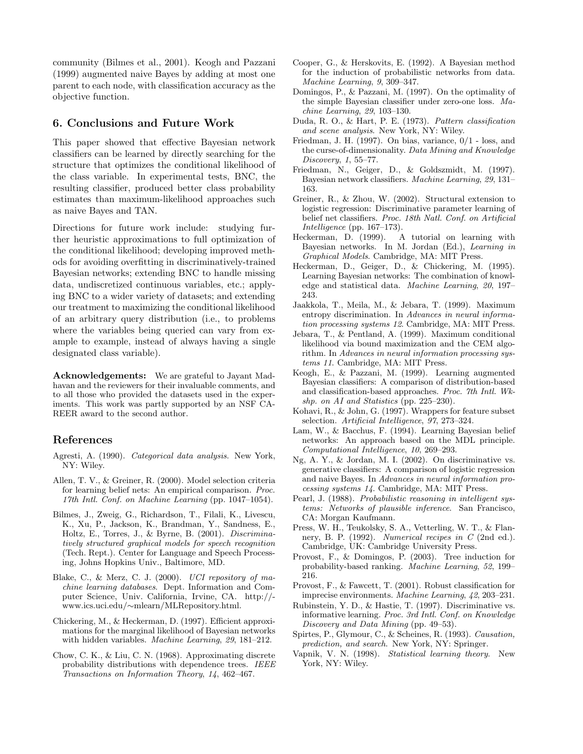community (Bilmes et al., 2001). Keogh and Pazzani (1999) augmented naive Bayes by adding at most one parent to each node, with classification accuracy as the objective function.

## 6. Conclusions and Future Work

This paper showed that effective Bayesian network classifiers can be learned by directly searching for the structure that optimizes the conditional likelihood of the class variable. In experimental tests, BNC, the resulting classifier, produced better class probability estimates than maximum-likelihood approaches such as naive Bayes and TAN.

Directions for future work include: studying further heuristic approximations to full optimization of the conditional likelihood; developing improved methods for avoiding overfitting in discriminatively-trained Bayesian networks; extending BNC to handle missing data, undiscretized continuous variables, etc.; applying BNC to a wider variety of datasets; and extending our treatment to maximizing the conditional likelihood of an arbitrary query distribution (i.e., to problems where the variables being queried can vary from example to example, instead of always having a single designated class variable).

**Acknowledgements:** We are grateful to Jayant Madhavan and the reviewers for their invaluable comments, and to all those who provided the datasets used in the experiments. This work was partly supported by an NSF CAREER award to the second author.

## References

Agresti, A. (1990). *Categorical data analysis*. New York, NY: Wiley.

Allen, T. V., & Greiner, R. (2000). Model selection criteria for learning belief nets: An empirical comparison. *Proc. 17th Intl. Conf. on Machine Learning* (pp. 1047–1054).

Bilmes, J., Zweig, G., Richardson, T., Filali, K., Livescu, K., Xu, P., Jackson, K., Brandman, Y., Sandness, E., Holtz, E., Torres, J., & Byrne, B. (2001). *Discriminatively structured graphical models for speech recognition* (Tech. Rept.). Center for Language and Speech Processing, Johns Hopkins Univ., Baltimore, MD.

Blake, C., & Merz, C. J. (2000). *UCI repository of machine learning databases*. Dept. Information and Computer Science, Univ. California, Irvine, CA. http://www.ics.uci.edu/∼mlearn/MLRepository.html.

Chickering, M., & Heckerman, D. (1997). Efficient approximations for the marginal likelihood of Bayesian networks with hidden variables. *Machine Learning*, *29*, 181–212.

Chow, C. K., & Liu, C. N. (1968). Approximating discrete probability distributions with dependence trees. *IEEE Transactions on Information Theory*, *14*, 462–467.

Cooper, G., & Herskovits, E. (1992). A Bayesian method for the induction of probabilistic networks from data. *Machine Learning*, *9*, 309–347.

Domingos, P., & Pazzani, M. (1997). On the optimality of the simple Bayesian classifier under zero-one loss. *Machine Learning*, *29*, 103–130.

Duda, R. O., & Hart, P. E. (1973). *Pattern classification and scene analysis*. New York, NY: Wiley.

Friedman, J. H. (1997). On bias, variance, 0/1 - loss, and the curse-of-dimensionality. *Data Mining and Knowledge Discovery*, *1*, 55–77.

Friedman, N., Geiger, D., & Goldszmidt, M. (1997). Bayesian network classifiers. *Machine Learning*, *29*, 131–163.

Greiner, R., & Zhou, W. (2002). Structural extension to logistic regression: Discriminative parameter learning of belief net classifiers. *Proc. 18th Natl. Conf. on Artificial Intelligence* (pp. 167–173).

Heckerman, D. (1999). A tutorial on learning with Bayesian networks. In M. Jordan (Ed.), *Learning in Graphical Models*. Cambridge, MA: MIT Press.

Heckerman, D., Geiger, D., & Chickering, M. (1995). Learning Bayesian networks: The combination of knowledge and statistical data. *Machine Learning*, *20*, 197–243.

Jaakkola, T., Meila, M., & Jebara, T. (1999). Maximum entropy discrimination. In *Advances in neural information processing systems 12*. Cambridge, MA: MIT Press.

Jebara, T., & Pentland, A. (1999). Maximum conditional likelihood via bound maximization and the CEM algorithm. In *Advances in neural information processing systems 11*. Cambridge, MA: MIT Press.

Keogh, E., & Pazzani, M. (1999). Learning augmented Bayesian classifiers: A comparison of distribution-based and classification-based approaches. *Proc. 7th Intl. Wkshp. on AI and Statistics* (pp. 225–230).

Kohavi, R., & John, G. (1997). Wrappers for feature subset selection. *Artificial Intelligence*, *97*, 273–324.

Lam, W., & Bacchus, F. (1994). Learning Bayesian belief networks: An approach based on the MDL principle. *Computational Intelligence*, *10*, 269–293.

Ng, A. Y., & Jordan, M. I. (2002). On discriminative vs. generative classifiers: A comparison of logistic regression and naive Bayes. In *Advances in neural information processing systems 14*. Cambridge, MA: MIT Press.

Pearl, J. (1988). *Probabilistic reasoning in intelligent systems: Networks of plausible inference*. San Francisco, CA: Morgan Kaufmann.

Press, W. H., Teukolsky, S. A., Vetterling, W. T., & Flannery, B. P. (1992). *Numerical recipes in C* (2nd ed.). Cambridge, UK: Cambridge University Press.

Provost, F., & Domingos, P. (2003). Tree induction for probability-based ranking. *Machine Learning*, *52*, 199–216.

Provost, F., & Fawcett, T. (2001). Robust classification for imprecise environments. *Machine Learning*, *42*, 203–231.

Rubinstein, Y. D., & Hastie, T. (1997). Discriminative vs. informative learning. *Proc. 3rd Intl. Conf. on Knowledge Discovery and Data Mining* (pp. 49–53).

Spirtes, P., Glymour, C., & Scheines, R. (1993). *Causation, prediction, and search*. New York, NY: Springer.

Vapnik, V. N. (1998). *Statistical learning theory*. New York, NY: Wiley.